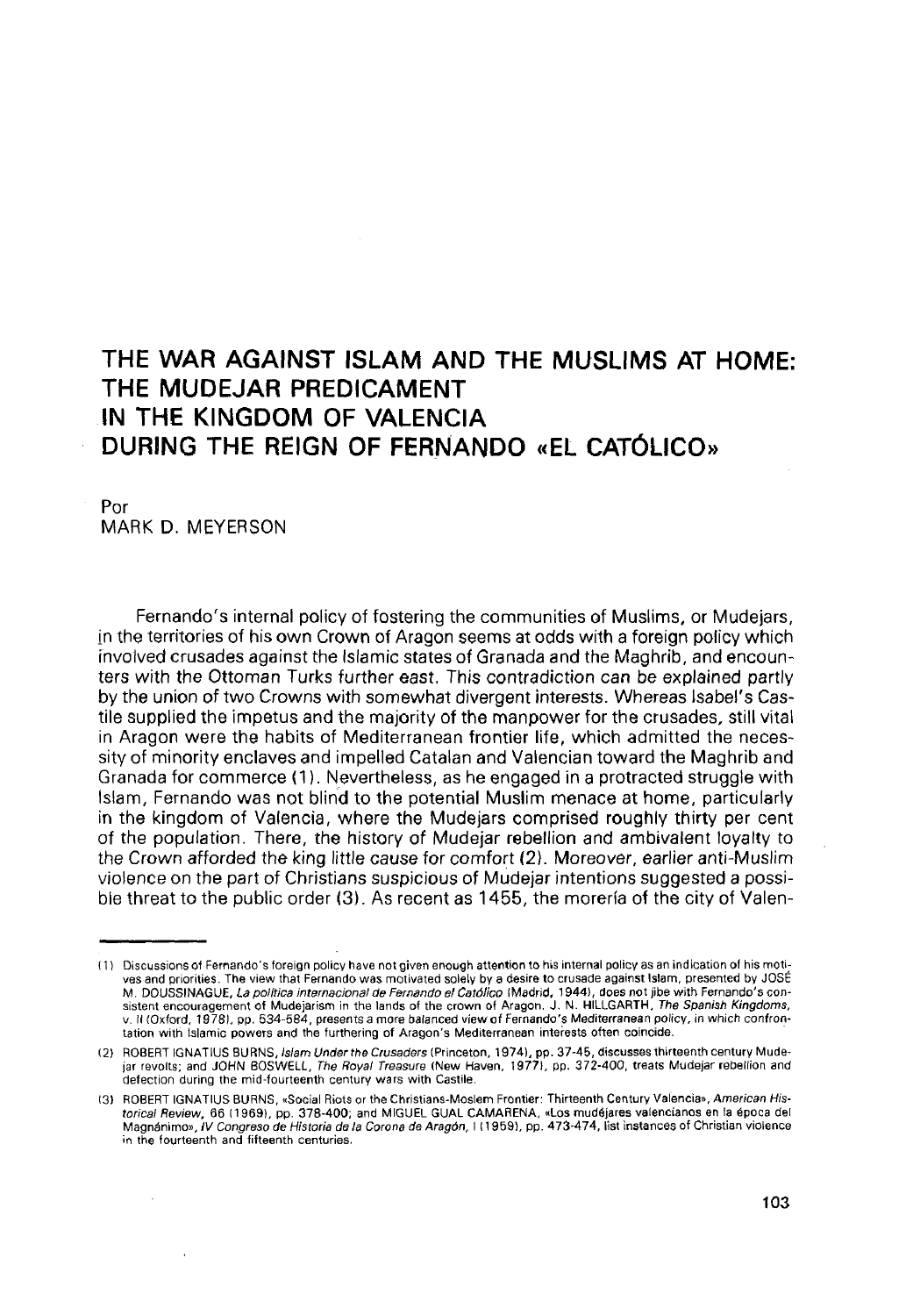# THE WAR AGAINST ISLAM AND THE MUSLIMS AT HOME: THE MUDEJAR PREDICAMENT IN THE KINGDOM OF VALENCIA DURING THE REIGN OF FERNANDO «EL CATÓLICO»

Por
MARK D. MEYERSON

Fernando's internal policy of fostering the communities of Muslims, or Mudejars, in the territories of his own Crown of Aragon seems at odds with a foreign policy which involved crusades against the Islamic states of Granada and the Maghrib, and encounters with the Ottoman Turks further east. This contradiction can be explained partly by the union of two Crowns with somewhat divergent interests. Whereas Isabel's Castile supplied the impetus and the majority of the manpower for the crusades, still vital in Aragon were the habits of Mediterranean frontier life, which admitted the necessity of minority enclaves and impelled Catalan and Valencian toward the Maghrib and Granada for commerce (1). Nevertheless, as he engaged in a protracted struggle with Islam, Fernando was not blind to the potential Muslim menace at home, particularly in the kingdom of Valencia, where the Mudejars comprised roughly thirty per cent of the population. There, the history of Mudejar rebellion and ambivalent loyalty to the Crown afforded the king little cause for comfort (2). Moreover, earlier anti-Muslim violence on the part of Christians suspicious of Mudejar intentions suggested a possible threat to the public order (3). As recent as 1455, the morería of the city of Valen-

---

(1) Discussions of Fernando's foreign policy have not given enough attention to his internal policy as an indication of his motives and priorities. The view that Fernando was motivated solely by a desire to crusade against Islam, presented by JOSÉ M. DOUSSINAGUE, *La política internacional de Fernando el Católico* (Madrid, 1944), does not jibe with Fernando's consistent encouragement of Mudejarism in the lands of the crown of Aragon. J. N. HILLGARTH, *The Spanish Kingdoms*, v. II (Oxford, 1978), pp. 534-584, presents a more balanced view of Fernando's Mediterranean policy, in which confrontation with Islamic powers and the furthering of Aragon's Mediterranean interests often coincide.

(2) ROBERT IGNATIUS BURNS, *Islam Under the Crusaders* (Princeton, 1974), pp. 37-45, discusses thirteenth century Mudejar revolts; and JOHN BOSWELL, *The Royal Treasure* (New Haven, 1977), pp. 372-400, treats Mudejar rebellion and defection during the mid-fourteenth century wars with Castile.

(3) ROBERT IGNATIUS BURNS, «Social Riots or the Christians-Moslem Frontier: Thirteenth Century Valencia», *American Historical Review*, 66 (1969), pp. 378-400; and MIGUEL GUAL CAMARENA, «Los mudéjares valencianos en la época del Magnánimo», *IV Congreso de Historia de la Corona de Aragón*, I (1959), pp. 473-474, list instances of Christian violence in the fourteenth and fifteenth centuries.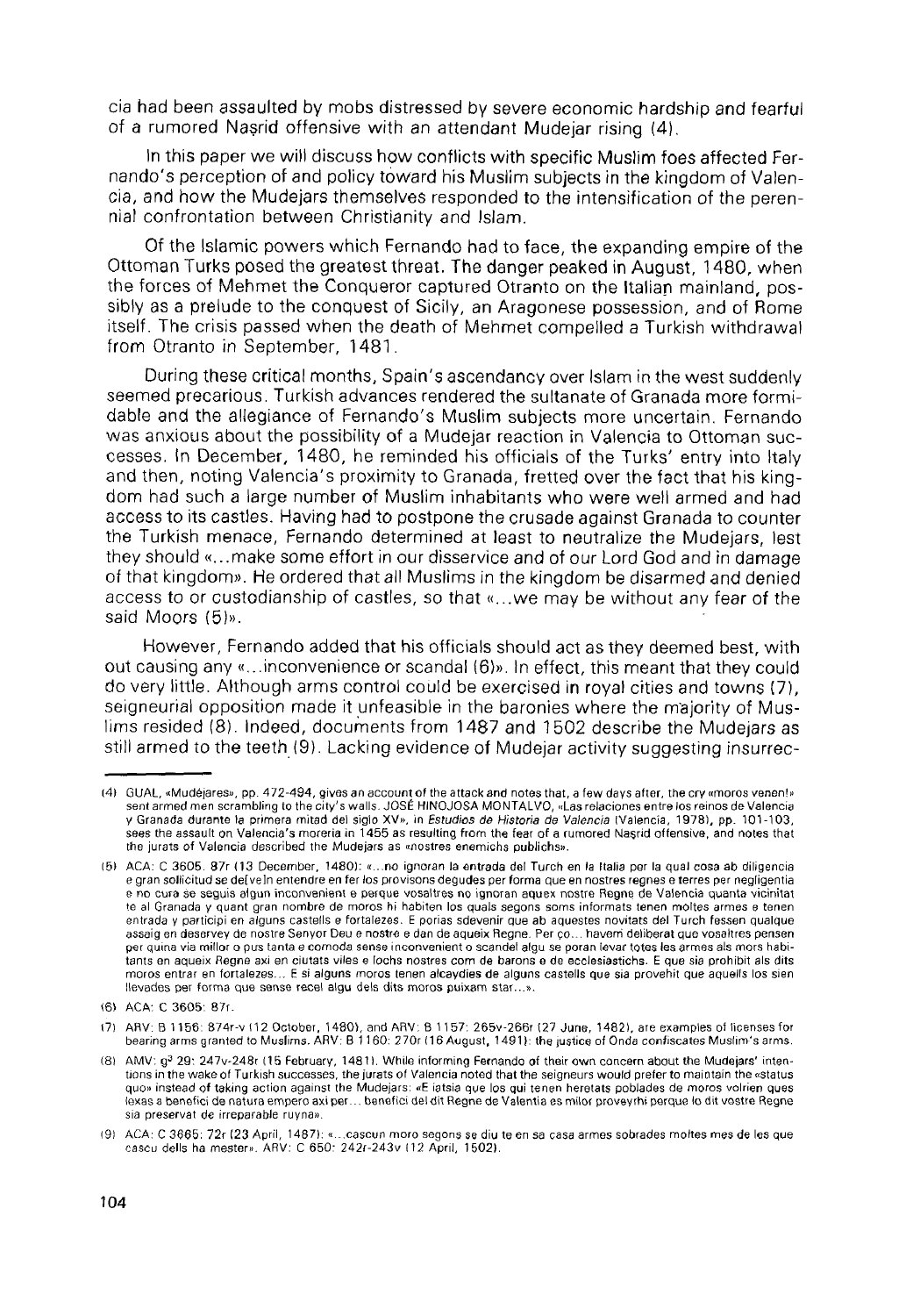cia had been assaulted by mobs distressed by severe economic hardship and fearful of a rumored Naṣrid offensive with an attendant Mudejar rising (4).

In this paper we will discuss how conflicts with specific Muslim foes affected Fernando's perception of and policy toward his Muslim subjects in the kingdom of Valencia, and how the Mudejars themselves responded to the intensification of the perennial confrontation between Christianity and Islam.

Of the Islamic powers which Fernando had to face, the expanding empire of the Ottoman Turks posed the greatest threat. The danger peaked in August, 1480, when the forces of Mehmet the Conqueror captured Otranto on the Italian mainland, possibly as a prelude to the conquest of Sicily, an Aragonese possession, and of Rome itself. The crisis passed when the death of Mehmet compelled a Turkish withdrawal from Otranto in September, 1481.

During these critical months, Spain's ascendancy over Islam in the west suddenly seemed precarious. Turkish advances rendered the sultanate of Granada more formidable and the allegiance of Fernando's Muslim subjects more uncertain. Fernando was anxious about the possibility of a Mudejar reaction in Valencia to Ottoman successes. In December, 1480, he reminded his officials of the Turks' entry into Italy and then, noting Valencia's proximity to Granada, fretted over the fact that his kingdom had such a large number of Muslim inhabitants who were well armed and had access to its castles. Having had to postpone the crusade against Granada to counter the Turkish menace, Fernando determined at least to neutralize the Mudejars, lest they should «...make some effort in our disservice and of our Lord God and in damage of that kingdom». He ordered that all Muslims in the kingdom be disarmed and denied access to or custodianship of castles, so that «...we may be without any fear of the said Moors (5)».

However, Fernando added that his officials should act as they deemed best, with out causing any «...inconvenience or scandal (6)». In effect, this meant that they could do very little. Although arms control could be exercised in royal cities and towns (7), seigneurial opposition made it unfeasible in the baronies where the majority of Muslims resided (8). Indeed, documents from 1487 and 1502 describe the Mudejars as still armed to the teeth (9). Lacking evidence of Mudejar activity suggesting insurrec-

---

(4) GUAL, «Mudéjares», pp. 472-494, gives an account of the attack and notes that, a few days after, the cry «moros venen!» sent armed men scrambling to the city's walls. JOSÉ HINOJOSA MONTALVO, «Las relaciones entre los reinos de Valencia y Granada durante la primera mitad del siglo XV», in *Estudios de Historia de Valencia* (Valencia, 1978), pp. 101-103, sees the assault on Valencia's moreria in 1455 as resulting from the fear of a rumored Naṣrid offensive, and notes that the jurats of Valencia described the Mudejars as «nostres enemichs publichs».

(5) ACA: C 3605: 87r (13 December, 1480): «...no ignoran la entrada del Turch en la Italia per la qual cosa ab diligencia e gran sollicitud se de[ve]n entendre en fer los provisons degudes per forma que en nostres regnes e terres per negligentia e no cura se seguis algun inconvenient e perque vosaltres no ignoran aquex nostre Regne de Valencia quanta vicinitat te al Granada y quant gran nombre de moros hi habiten los quals segons soms informats tenen moltes armes e tenen entrada y participi en alguns castells e fortalezes. E porias sdevenir que ab aquestes novitats del Turch fessen qualque assaig en deservey de nostre Senyor Deu e nostre e dan de aqueix Regne. Per ço... havem deliberat que vosaltres pensen per quina via millor o pus tanta e comoda sense inconvenient o scandel algu se poran levar totes les armes als mors habitants en aqueix Regne axi en ciutats viles e lochs nostres com de barons e de ecclesiastichs. E que sia prohibit als dits moros entrar en fortalezes... E si alguns moros tenen alcaydies de alguns castells que sia provehit que aquells los sien llevades per forma que sense recel algu dels dits moros puixam star...».

(6) ACA: C 3605: 87r.

(7) ARV: B 1156: 874r-v (12 October, 1480), and ARV: B 1157: 265v-266r (27 June, 1482), are examples of licenses for bearing arms granted to Muslims. ARV: B 1160: 270r (16 August, 1491): the justice of Onda confiscates Muslim's arms.

(8) AMV: g[3] 29: 247v-248r (15 February, 1481). While informing Fernando of their own concern about the Mudejars' intentions in the wake of Turkish successes, the jurats of Valencia noted that the seigneurs would prefer to maintain the «status quo» instead of taking action against the Mudejars: «E iatsia que los qui tenen heretats poblades de moros volrien ques lexas a benefici de natura empero axi per... benefici del dit Regne de Valentia es milor proveyrhi perque lo dit vostre Regne sia preservat de irreparable ruyna».

(9) ACA: C 3665: 72r (23 April, 1487): «...cascun moro segons se diu te en sa casa armes sobrades moltes mes de les que cascu dells ha mester». ARV: C 650: 242r-243v (12 April, 1502).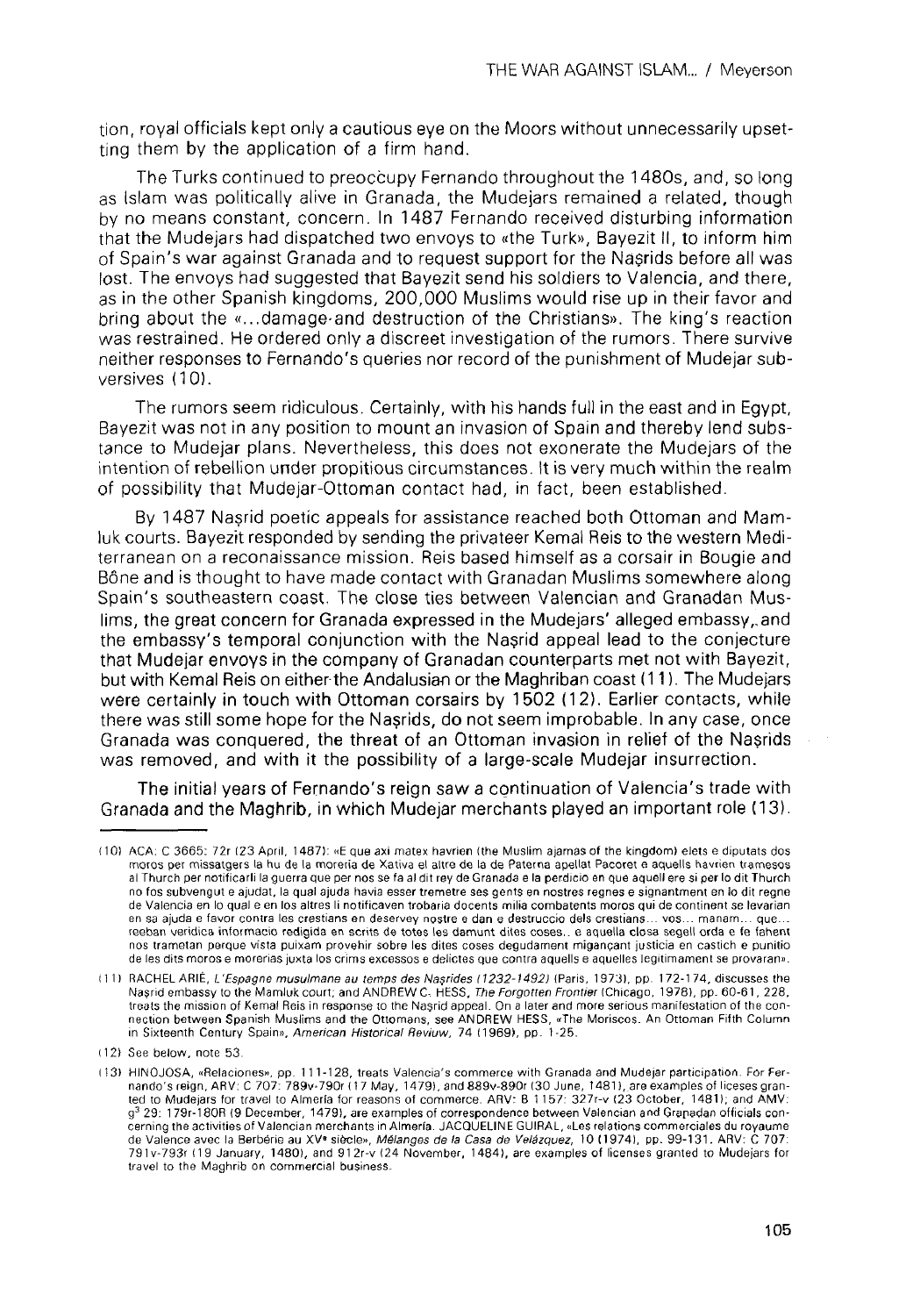tion, royal officials kept only a cautious eye on the Moors without unnecessarily upsetting them by the application of a firm hand.

The Turks continued to preoccupy Fernando throughout the 1480s, and, so long as Islam was politically alive in Granada, the Mudejars remained a related, though by no means constant, concern. In 1487 Fernando received disturbing information that the Mudejars had dispatched two envoys to «the Turk», Bayezit II, to inform him of Spain's war against Granada and to request support for the Naṣrids before all was lost. The envoys had suggested that Bayezit send his soldiers to Valencia, and there, as in the other Spanish kingdoms, 200,000 Muslims would rise up in their favor and bring about the «...damage and destruction of the Christians». The king's reaction was restrained. He ordered only a discreet investigation of the rumors. There survive neither responses to Fernando's queries nor record of the punishment of Mudejar subversives (10).

The rumors seem ridiculous. Certainly, with his hands full in the east and in Egypt, Bayezit was not in any position to mount an invasion of Spain and thereby lend substance to Mudejar plans. Nevertheless, this does not exonerate the Mudejars of the intention of rebellion under propitious circumstances. It is very much within the realm of possibility that Mudejar-Ottoman contact had, in fact, been established.

By 1487 Naṣrid poetic appeals for assistance reached both Ottoman and Mamluk courts. Bayezit responded by sending the privateer Kemal Reis to the western Mediterranean on a reconaissance mission. Reis based himself as a corsair in Bougie and Bône and is thought to have made contact with Granadan Muslims somewhere along Spain's southeastern coast. The close ties between Valencian and Granadan Muslims, the great concern for Granada expressed in the Mudejars' alleged embassy, and the embassy's temporal conjunction with the Naṣrid appeal lead to the conjecture that Mudejar envoys in the company of Granadan counterparts met not with Bayezit, but with Kemal Reis on either the Andalusian or the Maghriban coast (11). The Mudejars were certainly in touch with Ottoman corsairs by 1502 (12). Earlier contacts, while there was still some hope for the Naṣrids, do not seem improbable. In any case, once Granada was conquered, the threat of an Ottoman invasion in relief of the Naṣrids was removed, and with it the possibility of a large-scale Mudejar insurrection.

The initial years of Fernando's reign saw a continuation of Valencia's trade with Granada and the Maghrib, in which Mudejar merchants played an important role (13).

---

(10) ACA: C 3665: 72r (23 April, 1487): «E que axi matex havrien (the Muslim ajamas of the kingdom) elets e diputats dos moros per missatgers la hu de la moreria de Xativa el altre de la de Paterna apellat Pacoret e aquells havrien tramesos al Thurch per notificarli la guerra que per nos se fa al dit rey de Granada e la perdicio en que aquell ere si per lo dit Thurch no fos subvengut e ajudat, la qual ajuda havia esser tremetre ses gents en nostres regnes e signantment en lo dit regne de Valencia en lo qual e en los altres li notificaven trobaria docents milia combatents moros qui de continent se levarian en sa ajuda e favor contra les crestians en deservey nostre e dan e destruccio dels crestians... vos... manam... que... rebban veridica informacio redigida en scrits de totes les damunt dites coses.. e aquella closa segell orda e fe fahent nos trametan perque vista puixam provehir sobre les dites coses degudament migançant justicia en castich e punitio de les dits moros e morerias juxta los crims excessos e delictes que contra aquells e aquelles legitimament se provaran».

(11) RACHEL ARIÉ, *L'Espagne musulmane au temps des Naṣrides (1232-1492)* (Paris, 1973), pp. 172-174, discusses the Naṣrid embassy to the Mamluk court; and ANDREW C. HESS, *The Forgotten Frontier* (Chicago, 1978), pp. 60-61, 228, treats the mission of Kemal Reis in response to the Naṣrid appeal. On a later and more serious manifestation of the connection between Spanish Muslims and the Ottomans, see ANDREW HESS, «The Moriscos. An Ottoman Fifth Column in Sixteenth Century Spain», *American Historical Reviuw*, 74 (1969), pp. 1-25.

(12) See below, note 53.

(13) HINOJOSA, «Relaciones», pp. 111-128, treats Valencia's commerce with Granada and Mudejar participation. For Fernando's reign, ARV: C 707: 789v-790r (17 May, 1479), and 889v-890r (30 June, 1481), are examples of liceses granted to Mudejars for travel to Almería for reasons of commerce. ARV: B 1157: 327r-v (23 October, 1481); and AMV: g³ 29: 179r-180R (9 December, 1479), are examples of correspondence between Valencian and Granadan officials concerning the activities of Valencian merchants in Almería. JACQUELINE GUIRAL, «Les relations commerciales du royaume de Valence avec la Berbérie au XVᵉ siècle», *Mélanges de la Casa de Velázquez*, 10 (1974), pp. 99-131. ARV: C 707: 791v-793r (19 January, 1480), and 912r-v (24 November, 1484), are examples of licenses granted to Mudejars for travel to the Maghrib on commercial business.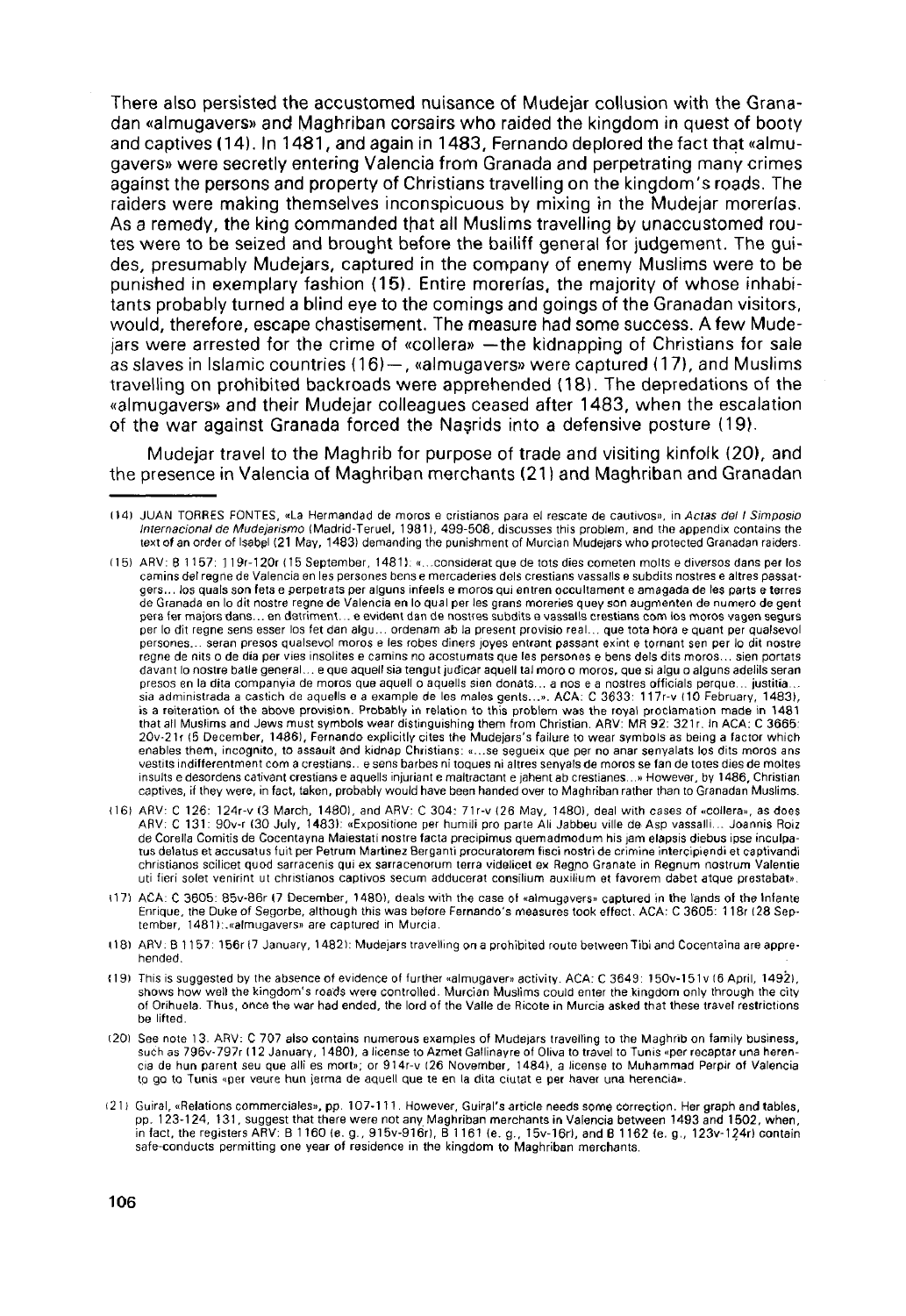There also persisted the accustomed nuisance of Mudejar collusion with the Granadan «almugavers» and Maghriban corsairs who raided the kingdom in quest of booty and captives (14). In 1481, and again in 1483, Fernando deplored the fact that «almugavers» were secretly entering Valencia from Granada and perpetrating many crimes against the persons and property of Christians travelling on the kingdom's roads. The raiders were making themselves inconspicuous by mixing in the Mudejar morerías. As a remedy, the king commanded that all Muslims travelling by unaccustomed routes were to be seized and brought before the bailiff general for judgement. The guides, presumably Mudejars, captured in the company of enemy Muslims were to be punished in exemplary fashion (15). Entire morerías, the majority of whose inhabitants probably turned a blind eye to the comings and goings of the Granadan visitors, would, therefore, escape chastisement. The measure had some success. A few Mudejars were arrested for the crime of «collera» —the kidnapping of Christians for sale as slaves in Islamic countries (16)—, «almugavers» were captured (17), and Muslims travelling on prohibited backroads were apprehended (18). The depredations of the «almugavers» and their Mudejar colleagues ceased after 1483, when the escalation of the war against Granada forced the Naṣrids into a defensive posture (19).

Mudejar travel to the Maghrib for purpose of trade and visiting kinfolk (20), and the presence in Valencia of Maghriban merchants (21) and Maghriban and Granadan

---

(14) JUAN TORRES FONTES, «La Hermandad de moros e cristianos para el rescate de cautivos», in *Actas del I Simposio Internacional de Mudejarismo* (Madrid-Teruel, 1981), 499-508, discusses this problem, and the appendix contains the text of an order of Isabel (21 May, 1483) demanding the punishment of Murcian Mudejars who protected Granadan raiders.

(15) ARV: B 1157: 119r-120r (15 September, 1481): «...considerat que de tots dies cometen molts e diversos dans per los camins del regne de Valencia en les persones bens e mercaderies dels crestians vassalls e subdits nostres e altres passatgers... los quals son fets e perpetrats per alguns infeels e moros qui entren occultament e amagada de les parts e terres de Granada en lo dit nostre regne de Valencia en lo qual per les grans moreries quey son augmentен de numero de gent pera fer majors dans... en detriment... e evident dan de nostres subdits e vassalls crestians com los moros vagen segurs per lo dit regne sens esser los fet dan algu... ordenam ab la present provisio real... que tota hora e quant per qualsevol persones... seran presos qualsevol moros e les robes diners joyes entrant passant exint e tornant sen per lo dit nostre regne de nits o de dia per vies insolites e camins no acostumats que les persones e bens dels dits moros... sien portats davant lo nostre batle general... e que aquell sia tengut judicar aquell tal moro o moros, que si algu o alguns adelils seran presos en la dita companyia de moros que aquell o aquells sien donats... a nos e a nostres officials perque... justitia... sia administrada a castich de aquells e a example de les males gents...». ACA: C 3633: 117r-v (10 February, 1483), is a reiteration of the above provision. Probably in relation to this problem was the royal proclamation made in 1481 that all Muslims and Jews must symbols wear distinguishing them from Christian. ARV: MR 92: 321r. In ACA: C 3665: 20v-21r (5 December, 1486), Fernando explicitly cites the Mudejars's failure to wear symbols as being a factor which enables them, incognito, to assault and kidnap Christians: «...se segueix que per no anar senyalats los dits moros ans vestits indifferentment com a crestians.. e sens barbes ni toques ni altres senyals de moros se fan de totes dies de moltes insults e desordens cativant crestians e aquells injuriant e maltractant e jahent ab crestianes...» However, by 1486, Christian captives, if they were, in fact, taken, probably would have been handed over to Maghriban rather than to Granadan Muslims.

(16) ARV: C 126: 124r-v (3 March, 1480), and ARV: C 304: 71r-v (26 May, 1480), deal with cases of «collera», as does ARV: C 131: 90v-r (30 July, 1483): «Expositione per humili pro parte Ali Jabbeu ville de Asp vassalli... Joannis Roiz de Corella Comitis de Cocentayna Maiestati nostre facta precipimus quemadmodum his jam elapsis diebus ipse inculpatus delatus et accusatus fuit per Petrum Martinez Berganti procuratorem fisci nostri de crimine intercipiendi et captivandi christianos scilicet quod sarracenis qui ex sarracenorum terra videlicet ex Regno Granate in Regnum nostrum Valentie uti fieri solet venirint ut christianos captivos secum adducerat consilium auxilium et favorem dabet atque prestabat».

(17) ACA: C 3605: 85v-86r (7 December, 1480), deals with the case of «almugavers» captured in the lands of the Infante Enrique, the Duke of Segorbe, although this was before Fernando's measures took effect. ACA: C 3605: 118r (28 September, 1481): «almugavers» are captured in Murcia.

(18) ARV: B 1157: 156r (7 January, 1482): Mudejars travelling on a prohibited route between Tibi and Cocentaina are apprehended.

(19) This is suggested by the absence of evidence of further «almugaver» activity. ACA: C 3649: 150v-151v (6 April, 1492), shows how well the kingdom's roads were controlled. Murcian Muslims could enter the kingdom only through the city of Orihuela. Thus, once the war had ended, the lord of the Valle de Ricote in Murcia asked that these travel restrictions be lifted.

(20) See note 13. ARV: C 707 also contains numerous examples of Mudejars travelling to the Maghrib on family business, such as 796v-797r (12 January, 1480), a license to Azmet Gallinayre of Oliva to travel to Tunis «per recaptar una herencia de hun parent seu que alli es mort»; or 914r-v (26 November, 1484), a license to Muhammad Perpir of Valencia to go to Tunis «per veure hun jerma de aquell que te en la dita ciutat e per haver una herencia».

(21) Guiral, «Relations commerciales», pp. 107-111. However, Guiral's article needs some correction. Her graph and tables, pp. 123-124, 131, suggest that there were not any Maghriban merchants in Valencia between 1493 and 1502, when, in fact, the registers ARV: B 1160 (e. g., 915v-916r), B 1161 (e. g., 15v-16r), and B 1162 (e. g., 123v-124r) contain safe-conducts permitting one year of residence in the kingdom to Maghriban merchants.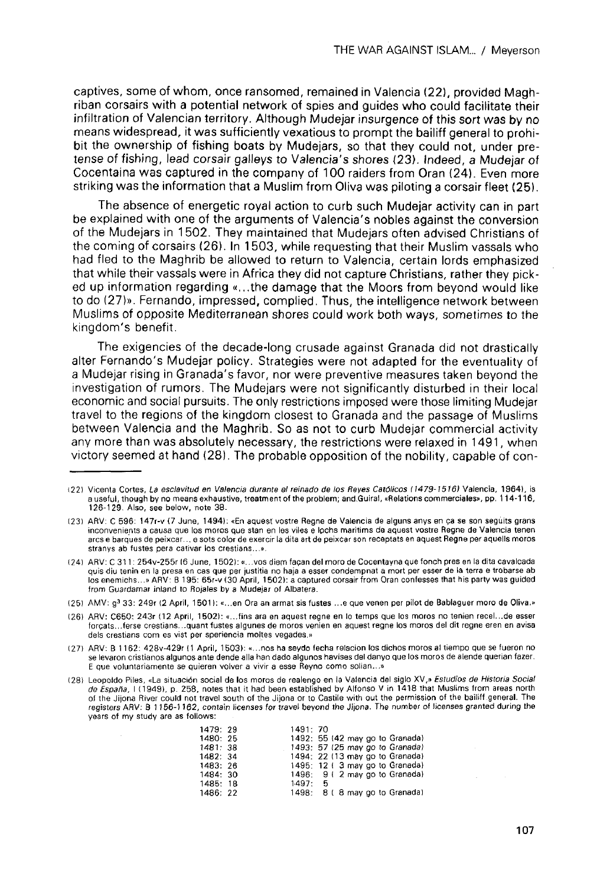captives, some of whom, once ransomed, remained in Valencia (22), provided Maghriban corsairs with a potential network of spies and guides who could facilitate their infiltration of Valencian territory. Although Mudejar insurgence of this sort was by no means widespread, it was sufficiently vexatious to prompt the bailiff general to prohibit the ownership of fishing boats by Mudejars, so that they could not, under pretense of fishing, lead corsair galleys to Valencia's shores (23). Indeed, a Mudejar of Cocentaina was captured in the company of 100 raiders from Oran (24). Even more striking was the information that a Muslim from Oliva was piloting a corsair fleet (25).

The absence of energetic royal action to curb such Mudejar activity can in part be explained with one of the arguments of Valencia's nobles against the conversion of the Mudejars in 1502. They maintained that Mudejars often advised Christians of the coming of corsairs (26). In 1503, while requesting that their Muslim vassals who had fled to the Maghrib be allowed to return to Valencia, certain lords emphasized that while their vassals were in Africa they did not capture Christians, rather they picked up information regarding «...the damage that the Moors from beyond would like to do (27)». Fernando, impressed, complied. Thus, the intelligence network between Muslims of opposite Mediterranean shores could work both ways, sometimes to the kingdom's benefit.

The exigencies of the decade-long crusade against Granada did not drastically alter Fernando's Mudejar policy. Strategies were not adapted for the eventuality of a Mudejar rising in Granada's favor, nor were preventive measures taken beyond the investigation of rumors. The Mudejars were not significantly disturbed in their local economic and social pursuits. The only restrictions imposed were those limiting Mudejar travel to the regions of the kingdom closest to Granada and the passage of Muslims between Valencia and the Maghrib. So as not to curb Mudejar commercial activity any more than was absolutely necessary, the restrictions were relaxed in 1491, when victory seemed at hand (28). The probable opposition of the nobility, capable of con-

---

(22) Vicenta Cortes, *La esclavitud en Valencia durante el reinado de los Reyes Católicos (1479-1516)* Valencia, 1964), is a useful, though by no means exhaustive, treatment of the problem; and Guiral, «Relations commerciales», pp. 114-116, 126-129. Also, see below, note 38.

(23) ARV: C 596: 147r-v (7 June, 1494): «En aquest vostre Regne de Valencia de alguns anys en ça se son seguits grans inconvenients a causa que los moros que stan en les viles e lochs maritims de aquest vostre Regne de Valencia tenen arcs e barques de peixcar... e sots color de exercir la dita art de peixcar son receptats en aquest Regne per aquells moros stranys ab fustes pera cativar los crestians...».

(24) ARV: C 311: 254v-255r (6 June, 1502): «...vos diem façan del moro de Cocentayna que fonch pres en la dita cavalcada quis diu tenin en la presa en cas que per justitia no haja a esser condempnat a mort per esser de la terra e trobarse ab los enemichs...» ARV: B 195: 65r-v (30 April, 1502): a captured corsair from Oran confesses that his party was guided from Guardamar inland to Rojales by a Mudejar of Albatera.

(25) AMV: g³ 33: 249r (2 April, 1501): «...en Ora an armat sis fustes ...e que venen per pilot de Bablaguer moro de Oliva.»

(26) ARV: C650: 243r (12 April, 1502): «...fins ara en aquest regne en lo temps que los moros no tenien recel...de esser forçats...ferse crestians...quant fustes algunes de moros venien en aquest regne los moros del dit regne eren en avisa dels crestians com es vist per speriencia moltes vegades.»

(27) ARV: B 1162: 428v-429r (1 April, 1503): «...nos ha seydo fecha relacion los dichos moros al tiempo que se fueron no se levaron cristianos algunos ante dende alla han dado algunos havises del danyo que los moros de alende querian fazer. E que voluntariamente se quieren volver a vivir a esse Reyno como solian...»

(28) Leopoldo Piles, «La situación social de los moros de realengo en la Valencia del siglo XV,» *Estudios de Historia Social de España*, I (1949), p. 258, notes that it had been established by Alfonso V in 1418 that Muslims from areas north of the Jijona River could not travel south of the Jijona or to Castile with out the permission of the bailiff general. The registers ARV: B 1156-1162, contain licenses for travel beyond the Jijona. The number of licenses granted during the years of my study are as follows:

| | |
|---|---|
| 1479: 29 | 1491: 70 |
| 1480: 25 | 1492: 55 (42 may go to Granada) |
| 1481: 38 | 1493: 57 (25 may go to Granada) |
| 1482: 34 | 1494: 22 (13 may go to Granada) |
| 1483: 26 | 1495: 12 ( 3 may go to Granada) |
| 1484: 30 | 1496: 9 ( 2 may go to Granada) |
| 1485: 18 | 1497: 5 |
| 1486: 22 | 1498: 8 ( 8 may go to Granada) |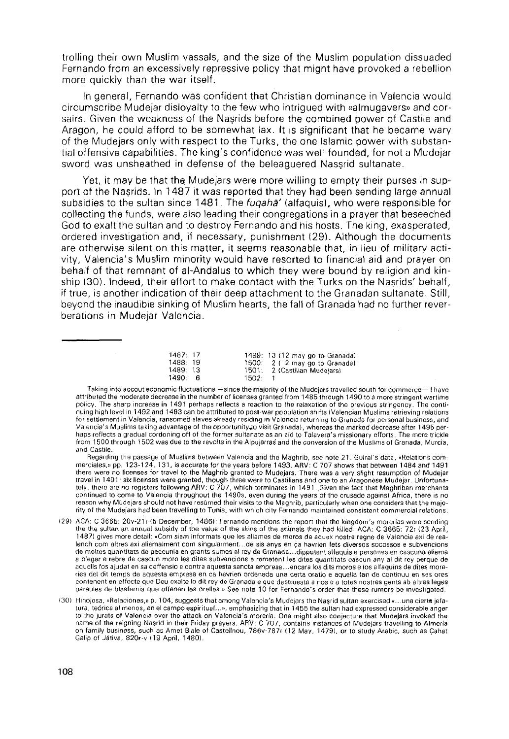trolling their own Muslim vassals, and the size of the Muslim population dissuaded Fernando from an excessively repressive policy that might have provoked a rebellion more quickly than the war itself.

In general, Fernando was confident that Christian dominance in Valencia would circumscribe Mudejar disloyalty to the few who intrigued with «almugavers» and corsairs. Given the weakness of the Naṣrids before the combined power of Castile and Aragon, he could afford to be somewhat lax. It is significant that he became wary of the Mudejars only with respect to the Turks, the one Islamic power with substantial offensive capabilities. The king's confidence was well-founded, for not a Mudejar sword was unsheathed in defense of the beleaguered Nasṣrid sultanate.

Yet, it may be that the Mudejars were more willing to empty their purses in support of the Naṣrids. In 1487 it was reported that they had been sending large annual subsidies to the sultan since 1481. The *fuqahā'* (alfaquis), who were responsible for collecting the funds, were also leading their congregations in a prayer that beseeched God to exalt the sultan and to destroy Fernando and his hosts. The king, exasperated, ordered investigation and, if necessary, punishment (29). Although the documents are otherwise silent on this matter, it seems reasonable that, in lieu of military activity, Valencia's Muslim minority would have resorted to financial aid and prayer on behalf of that remnant of al-Andalus to which they were bound by religion and kinship (30). Indeed, their effort to make contact with the Turks on the Naṣrids' behalf, if true, is another indication of their deep attachment to the Granadan sultanate. Still, beyond the inaudible sinking of Muslim hearts, the fall of Granada had no further reverberations in Mudejar Valencia.

---

| | |
|---|---|
| 1487: 17 | 1499: 13 (12 may go to Granada) |
| 1488: 19 | 1500: 2 ( 2 may go to Granada) |
| 1489: 13 | 1501: 2 (Castilian Mudejars) |
| 1490: 6 | 1502: 1 |

Taking into accout economic fluctuations —since the majority of the Mudejars travelled south for commerce— I have attributed the moderate decrease in the number of licenses granted from 1485 through 1490 to a more stringent wartime policy. The sharp increase in 1491 perhaps reflects a reaction to the relaxation of the previous stringency. The continuing high level in 1492 and 1493 can be attributed to post-war population shifts (Valencian Muslims retrieving relations for settlement in Valencia, ransomed slaves already residing in Valencia returning to Granada for personal business, and Valencia's Muslims taking advantage of the opportunity to visit Granada), whereas the marked decrease after 1495 perhaps reflects a gradual cordoning off of the former sultanate as an aid to Talavera's missionary efforts. The mere trickle from 1500 through 1502 was due to the revolts in the Alpujarras and the conversion of the Muslims of Granada, Murcia, and Castile.

Regarding the passage of Muslims between Valencia and the Maghrib, see note 21. Guiral's data, «Relations commerciales,» pp. 123-124, 131, is accurate for the years before 1493. ARV: C 707 shows that between 1484 and 1491 there were no licenses for travel to the Maghrib granted to Mudejars. There was a very slight resumption of Mudejar travel in 1491: six licenses were granted, though three were to Castilians and one to an Aragonese Mudejar. Unfortunately, there are no registers following ARV: C 707, which terminates in 1491. Given the fact that Maghriban merchants continued to come to Valencia throughout the 1490s, even during the years of the crusade against Africa, there is no reason why Mudejars should not have resumed their visits to the Maghrib, particularly when one considers that the majority of the Mudejars had been travelling to Tunis, with which city Fernando maintained consistent commercial relations.

(29) ACA: C 3665: 20v-21r (5 December, 1486): Fernando mentions the report that the kingdom's morerías were sending the the sultan an annual subsidy of the value of the skins of the animals they had killed. ACA: C 3665: 72r (23 April, 1487) gives more detail: «Com siam informats que les aliames de moros de aquex nostre regne de Valencia axi de realench com altres axi aliemalment com singularment...de sis anys en ça havrien fets diversos socossos e subvencions de moltes quantitats de peccunia en grants sumes al rey de Granada...dipputant alfaquis e persones en cascuna aliama a plegar e rebre de cascun moro les dites subvencions e remetent les dites quantitats cascun any al dit rey perque de aquells fos ajudat en sa deffensio e contra aquesta sancta empresa...encara los dits moros e los alfaquins de dites moreries del dit temps de aquesta empresa en ca havrien ordenada una certa oratio e aquella fan de continuu en ses ores contenent en effecte que Deu exalte lo dit rey de Granada e que destruesta a nos e a totes nostres gents ab altres leges paraules de blasfemia que offenen les orelles.» See note 10 for Fernando's order that these rumors be investigated.

(30) Hinojosa, «Relaciones,» p. 104, suggests that among Valencia's Mudejars the Naṣrid sultan exercised «...una cierta jefatura, teórica al menos, en el campo espiritual...», emphasizing that in 1455 the sultan had expressed considerable anger to the jurats of Valencia over the attack on Valencia's morería. One might also conjecture that Mudejars invoked the name of the reigning Naṣrid in their Friday prayers. ARV: C 707, contains instances of Mudejars travelling to Almería on family business, such as Amet Biale of Castellnou, 786v-787r (12 May, 1479), or to study Arabic, such as Çahat Galip of Játiva, 820r-v (19 April, 1480).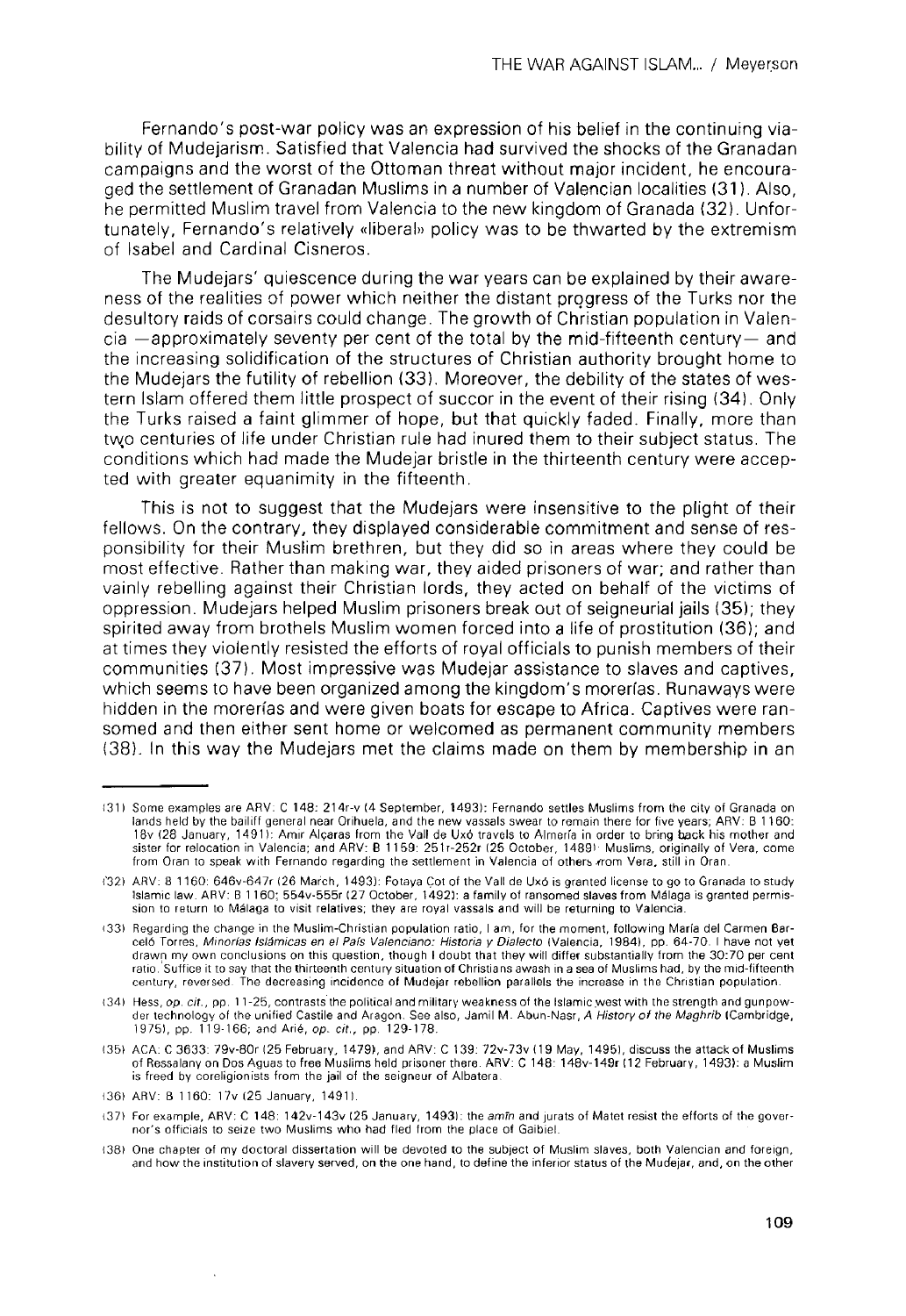Fernando's post-war policy was an expression of his belief in the continuing viability of Mudejarism. Satisfied that Valencia had survived the shocks of the Granadan campaigns and the worst of the Ottoman threat without major incident, he encouraged the settlement of Granadan Muslims in a number of Valencian localities (31). Also, he permitted Muslim travel from Valencia to the new kingdom of Granada (32). Unfortunately, Fernando's relatively «liberal» policy was to be thwarted by the extremism of Isabel and Cardinal Cisneros.

The Mudejars' quiescence during the war years can be explained by their awareness of the realities of power which neither the distant progress of the Turks nor the desultory raids of corsairs could change. The growth of Christian population in Valencia —approximately seventy per cent of the total by the mid-fifteenth century— and the increasing solidification of the structures of Christian authority brought home to the Mudejars the futility of rebellion (33). Moreover, the debility of the states of western Islam offered them little prospect of succor in the event of their rising (34). Only the Turks raised a faint glimmer of hope, but that quickly faded. Finally, more than two centuries of life under Christian rule had inured them to their subject status. The conditions which had made the Mudejar bristle in the thirteenth century were accepted with greater equanimity in the fifteenth.

This is not to suggest that the Mudejars were insensitive to the plight of their fellows. On the contrary, they displayed considerable commitment and sense of responsibility for their Muslim brethren, but they did so in areas where they could be most effective. Rather than making war, they aided prisoners of war; and rather than vainly rebelling against their Christian lords, they acted on behalf of the victims of oppression. Mudejars helped Muslim prisoners break out of seigneurial jails (35); they spirited away from brothels Muslim women forced into a life of prostitution (36); and at times they violently resisted the efforts of royal officials to punish members of their communities (37). Most impressive was Mudejar assistance to slaves and captives, which seems to have been organized among the kingdom's morerías. Runaways were hidden in the morerías and were given boats for escape to Africa. Captives were ransomed and then either sent home or welcomed as permanent community members (38). In this way the Mudejars met the claims made on them by membership in an

---

(31) Some examples are ARV: C 148: 214r-v (4 September, 1493): Fernando settles Muslims from the city of Granada on lands held by the bailiff general near Orihuela, and the new vassals swear to remain there for five years; ARV: B 1160: 18v (28 January, 1491): Amir Alçaras from the Vall de Uxó travels to Almería in order to bring back his mother and sister for relocation in Valencia; and ARV: B 1159: 251r-252r (25 October, 1489): Muslims, originally of Vera, come from Oran to speak with Fernando regarding the settlement in Valencia of others from Vera, still in Oran.

(32) ARV: B 1160: 646v-647r (26 March, 1493): Fotaya Cot of the Vall de Uxó is granted license to go to Granada to study Islamic law. ARV: B 1160: 554v-555r (27 October, 1492): a family of ransomed slaves from Málaga is granted permission to return to Málaga to visit relatives; they are royal vassals and will be returning to Valencia.

(33) Regarding the change in the Muslim-Christian population ratio, I am, for the moment, following María del Carmen Barceló Torres, *Minorías Islámicas en el País Valenciano: Historia y Dialecto* (Valencia, 1984), pp. 64-70. I have not yet drawn my own conclusions on this question, though I doubt that they will differ substantially from the 30:70 per cent ratio. Suffice it to say that the thirteenth century situation of Christians awash in a sea of Muslims had, by the mid-fifteenth century, reversed. The decreasing incidence of Mudejar rebellion parallels the increase in the Christian population.

(34) Hess, *op. cit.*, pp. 11-25, contrasts the political and military weakness of the Islamic west with the strength and gunpowder technology of the unified Castile and Aragon. See also, Jamil M. Abun-Nasr, *A History of the Maghrib* (Cambridge, 1975), pp. 119-166; and Arié, *op. cit.*, pp. 129-178.

(35) ACA: C 3633: 79v-80r (25 February, 1479), and ARV: C 139: 72v-73v (19 May, 1495), discuss the attack of Muslims of Ressalany on Dos Aguas to free Muslims held prisoner there. ARV: C 148: 148v-149r (12 February, 1493): a Muslim is freed by coreligionists from the jail of the seigneur of Albatera.

(36) ARV: B 1160: 17v (25 January, 1491).

(37) For example, ARV: C 148: 142v-143v (25 January, 1493): the *amīn* and jurats of Matet resist the efforts of the governor's officials to seize two Muslims who had fled from the place of Gaibiel.

(38) One chapter of my doctoral dissertation will be devoted to the subject of Muslim slaves, both Valencian and foreign, and how the institution of slavery served, on the one hand, to define the inferior status of the Mudejar, and, on the other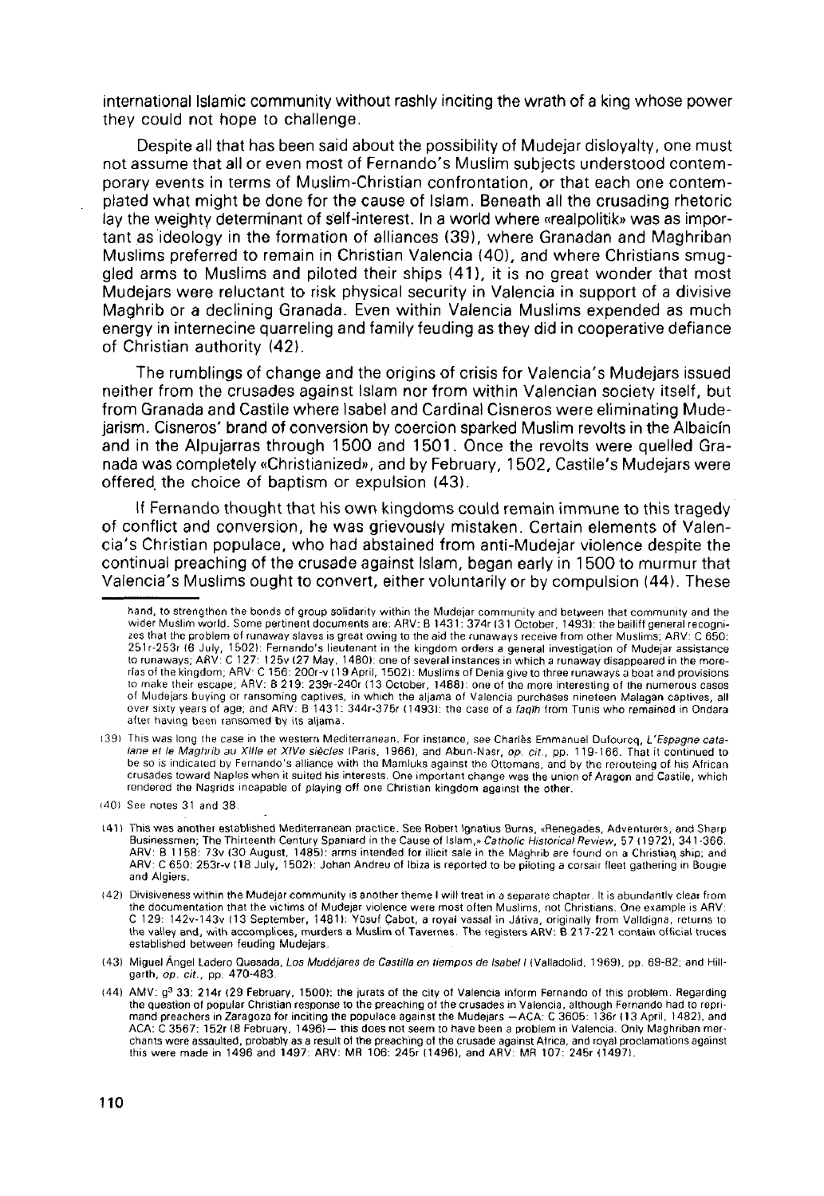international Islamic community without rashly inciting the wrath of a king whose power they could not hope to challenge.

Despite all that has been said about the possibility of Mudejar disloyalty, one must not assume that all or even most of Fernando's Muslim subjects understood contemporary events in terms of Muslim-Christian confrontation, or that each one contemplated what might be done for the cause of Islam. Beneath all the crusading rhetoric lay the weighty determinant of self-interest. In a world where «realpolitik» was as important as ideology in the formation of alliances (39), where Granadan and Maghriban Muslims preferred to remain in Christian Valencia (40), and where Christians smuggled arms to Muslims and piloted their ships (41), it is no great wonder that most Mudejars were reluctant to risk physical security in Valencia in support of a divisive Maghrib or a declining Granada. Even within Valencia Muslims expended as much energy in internecine quarreling and family feuding as they did in cooperative defiance of Christian authority (42).

The rumblings of change and the origins of crisis for Valencia's Mudejars issued neither from the crusades against Islam nor from within Valencian society itself, but from Granada and Castile where Isabel and Cardinal Cisneros were eliminating Mudejarism. Cisneros' brand of conversion by coercion sparked Muslim revolts in the Albaicín and in the Alpujarras through 1500 and 1501. Once the revolts were quelled Granada was completely «Christianized», and by February, 1502, Castile's Mudejars were offered the choice of baptism or expulsion (43).

If Fernando thought that his own kingdoms could remain immune to this tragedy of conflict and conversion, he was grievously mistaken. Certain elements of Valencia's Christian populace, who had abstained from anti-Mudejar violence despite the continual preaching of the crusade against Islam, began early in 1500 to murmur that Valencia's Muslims ought to convert, either voluntarily or by compulsion (44). These

---

hand, to strengthen the bonds of group solidarity within the Mudejar community and between that community and the wider Muslim world. Some pertinent documents are: ARV: B 1431: 374r (31 October, 1493): the bailiff general recognizes that the problem of runaway slaves is great owing to the aid the runaways receive from other Muslims; ARV: C 650: 251r-253r (6 July, 1502): Fernando's lieutenant in the kingdom orders a general investigation of Mudejar assistance to runaways; ARV: C 127: 125v (27 May, 1480): one of several instances in which a runaway disappeared in the morerías of the kingdom; ARV: C 156: 200r-v (19 April, 1502): Muslims of Denia give to three runaways a boat and provisions to make their escape; ARV: B 219: 239r-240r (13 October, 1488): one of the more interesting of the numerous cases of Mudejars buying or ransoming captives, in which the aljama of Valencia purchases nineteen Malagan captives, all over sixty years of age; and ARV: B 1431: 344r-375r (1493): the case of a *faqīh* from Tunis who remained in Ondara after having been ransomed by its aljama.

(39) This was long the case in the western Mediterranean. For instance, see Charles Emmanuel Dufourcq, *L'Espagne catalane et le Maghrib au XIIIe et XIVe siècles* (Paris, 1966), and Abun-Nasr, *op. cit.*, pp. 119-166. That it continued to be so is indicated by Fernando's alliance with the Mamluks against the Ottomans, and by the rerouteing of his African crusades toward Naples when it suited his interests. One important change was the union of Aragon and Castile, which rendered the Naṣrids incapable of playing off one Christian kingdom against the other.

(40) See notes 31 and 38.

(41) This was another established Mediterranean practice. See Robert Ignatius Burns, «Renegades, Adventurers, and Sharp Businessmen; The Thirteenth Century Spaniard in the Cause of Islam,» *Catholic Historical Review*, 57 (1972), 341-366. ARV: B 1158: 73v (30 August, 1485): arms intended for illicit sale in the Maghrib are found on a Christian ship; and ARV: C 650: 253r-v (18 July, 1502): Johan Andreu of Ibiza is reported to be piloting a corsair fleet gathering in Bougie and Algiers.

(42) Divisiveness within the Mudejar community is another theme I will treat in a separate chapter. It is abundantly clear from the documentation that the victims of Mudejar violence were most often Muslims, not Christians. One example is ARV: C 129: 142v-143v (13 September, 1481): Yūsuf Çabot, a royal vassal in Játiva, originally from Valldigna, returns to the valley and, with accomplices, murders a Muslim of Tavernes. The registers ARV: B 217-221 contain official truces established between feuding Mudejars.

(43) Miguel Ángel Ladero Quesada, *Los Mudéjares de Castilla en tiempos de Isabel I* (Valladolid, 1969), pp. 69-82; and Hillgarth, *op. cit.*, pp. 470-483.

(44) AMV: g$^3$ 33: 214r (29 February, 1500): the jurats of the city of Valencia inform Fernando of this problem. Regarding the question of popular Christian response to the preaching of the crusades in Valencia, although Fernando had to reprimand preachers in Zaragoza for inciting the populace against the Mudejars —ACA: C 3605: 136r (13 April, 1482), and ACA: C 3567: 152r (8 February, 1496)— this does not seem to have been a problem in Valencia. Only Maghriban merchants were assaulted, probably as a result of the preaching of the crusade against Africa, and royal proclamations against this were made in 1496 and 1497: ARV: MR 106: 245r (1496), and ARV: MR 107: 245r (1497).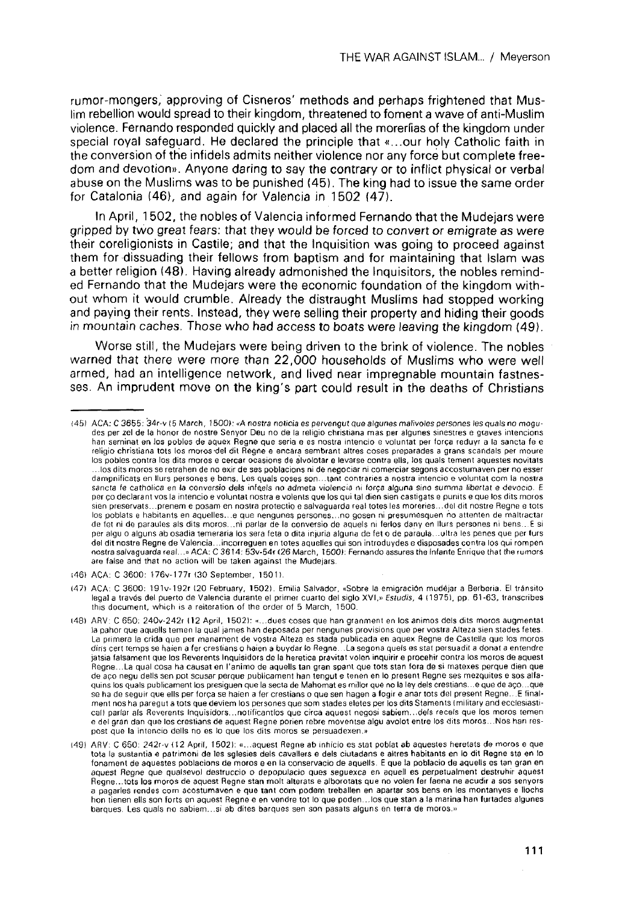rumor-mongers, approving of Cisneros' methods and perhaps frightened that Muslim rebellion would spread to their kingdom, threatened to foment a wave of anti-Muslim violence. Fernando responded quickly and placed all the morerías of the kingdom under special royal safeguard. He declared the principle that «...our holy Catholic faith in the conversion of the infidels admits neither violence nor any force but complete freedom and devotion». Anyone daring to say the contrary or to inflict physical or verbal abuse on the Muslims was to be punished (45). The king had to issue the same order for Catalonia (46), and again for Valencia in 1502 (47).

In April, 1502, the nobles of Valencia informed Fernando that the Mudejars were gripped by two great fears: that they would be forced to convert or emigrate as were their coreligionists in Castile; and that the Inquisition was going to proceed against them for dissuading their fellows from baptism and for maintaining that Islam was a better religion (48). Having already admonished the Inquisitors, the nobles reminded Fernando that the Mudejars were the economic foundation of the kingdom without whom it would crumble. Already the distraught Muslims had stopped working and paying their rents. Instead, they were selling their property and hiding their goods in mountain caches. Those who had access to boats were leaving the kingdom (49).

Worse still, the Mudejars were being driven to the brink of violence. The nobles warned that there were more than 22,000 households of Muslims who were well armed, had an intelligence network, and lived near impregnable mountain fastnesses. An imprudent move on the king's part could result in the deaths of Christians

---

(45) ACA: C 3655: 34r-v (5 March, 1500): «*A nostra noticia es pervengut que algunes malivoles persones les quals no mogudes per zel de la honor de nostre Senyor Deu no de la religio christiana mas per algunes sinestres e graves intencions han seminat en los pobles de aquex Regne que seria e es nostra intencio e voluntat per força reduyr a la sancta fe e religio christiana tots los moros del dit Regne e encara sembrant altres coses preparades a grans scandals per moure los pobles contra los dits moros e cercar ocasions de alvolotar e levarse contra ells, los quals tement aquestes novitats ...los dits moros se retrahen de no exir de ses poblacions ni de negociar ni comerciar segons accostumaven per no esser dampnificats en llurs persones e bens. Les quals coses son...tant contraries a nostra intencio e voluntat com la nostra sancta fe catholica en la conversio dels infels no admeta violencia ni força alguna sino summa libertat e devocio.* E per ço declarant vos la intencio e voluntat nostra e volents que los qui tal dien sien castigats e punits e que los dits moros sien preservats...prenem e posam en nostra protectio e salvaguarda real totes les moreries...del dit nostre Regne e tots los poblats e habitants en aquelles...e que nengunes persones...no gosen ni presumesquen no attenten de maltractar de fet ni de paraules als dits moros...ni parlar de la conversio de aquels ni ferlos dany en llurs persones ni bens...E si per algu o alguns ab osadia temeraria los sera feta o dita injuria alguna de fet o de paraula...ultra les penes que per furs del dit nostre Regne de Valencia...incorreguen en totes aquelles qui son introduydes e disposades contra los qui rompen nostra salvaguarda real...» ACA: C 3614: 53v-54r (26 March, 1500): Fernando assures the Infante Enrique that the rumors are false and that no action will be taken against the Mudejars.

(46) ACA: C 3600: 176v-177r (30 September, 1501).

(47) ACA: C 3600: 191v-192r (20 February, 1502). Emilia Salvador, «Sobre la emigración mudéjar a Berberia. El tránsito legal a través del puerto de Valencia durante el primer cuarto del siglo XVI,» *Estudis*, 4 (1975), pp. 61-63, transcribes this document, which is a reiteration of the order of 5 March, 1500.

(48) ARV: C 650: 240v-242r (12 April, 1502): «...dues coses que han granment en los animos dels dits moros augmentat la pahor que aquells temen la qual james han deposada per nengunes provisions que per vostra Alteza sien stades fetes. La primera la crida que per manament de vostra Alteza es stada publicada en aquex Regne de Castella que los moros dins cert temps se haien a fer crestians o haien a buydar lo Regne...La segona quels es stat persuadit a donat a entendre jatsia falsament que los Reverents Inquisidors de la heretica pravitat volen inquirir e procehir contra los moros de aquest Regne...La qual cosa ha causat en l'animo de aquells tan gran spant que tots stan fora de si matexes perque dien que de aço negu dells sen pot scusar perque publicament han tengut e tenen en lo present Regne ses mezquites e sos alfaquins los quals publicament los presiguen que la secta de Mahomat es millor que no la ley dels crestians...e que de aço...que se ha de seguir que ells per força se haien a fer crestians o que sen hagen a fogir e anar tots del present Regne...E finalment nos ha paregut a tots que deviem los persones que som stades eletes per los dits Staments (military and ecclesiastical) parlar als Reverents Inquisidors...notificantlos que circa aquest negosi sabiem...dels recels que los moros temen e del gran dan que los crestians de aquest Regne porien rebre moventse algu avolot entre los dits moros...Nos han respost que la intencio dells no es lo que los dits moros se persuadexen.»

(49) ARV: C 650: 242r-v (12 April, 1502): «...aquest Regne ab inhicio es stat poblat ab aquestes heretats de moros e que tota la sustantia e patrimoni de les sglesies dels cavallers e dels ciutadans e altres habitants en lo dit Regne sta en lo fonament de aquestes poblacions de moros e en la conservacio de aquells. E que la poblacio de aquells es tan gran en aquest Regne que qualsevol destruccio o depopulacio ques seguexca en aquell es perpetualment destruhir aquest Regne...tots los moros de aquest Regne stan molt alterats e alborotats que no volen fer faena ne acudir a sos senyors a pagarles rendes com acostumaven e que tant com podem treballen en apartar sos bens en les montanyes e llochs hon tienen ells son forts en aquest Regne e en vendre tot lo que poden...los que stan a la marina han furtades algunes barques. Les quals no sabiem...si ab dites barques sen son pasats alguns en terra de moros.»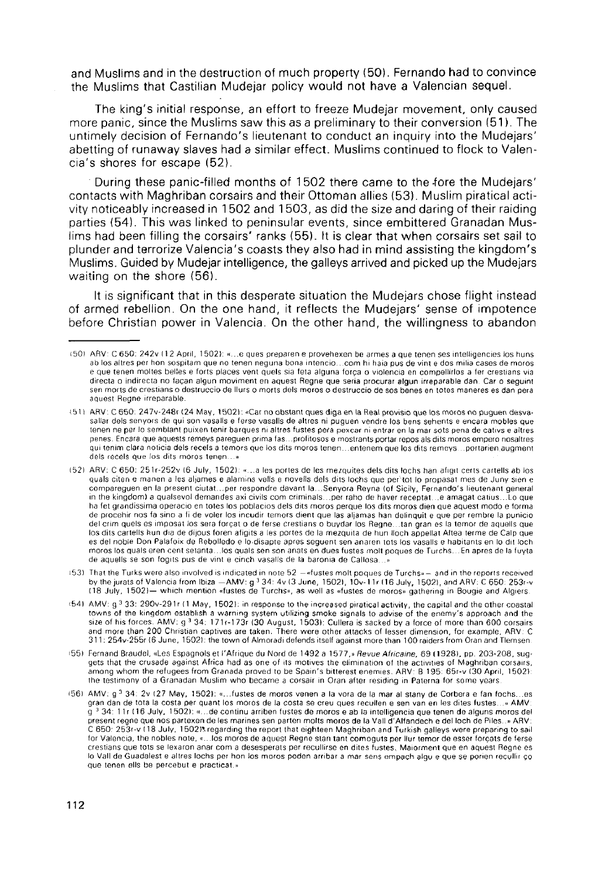and Muslims and in the destruction of much property (50). Fernando had to convince the Muslims that Castilian Mudejar policy would not have a Valencian sequel.

The king's initial response, an effort to freeze Mudejar movement, only caused more panic, since the Muslims saw this as a preliminary to their conversion (51). The untimely decision of Fernando's lieutenant to conduct an inquiry into the Mudejars' abetting of runaway slaves had a similar effect. Muslims continued to flock to Valencia's shores for escape (52).

During these panic-filled months of 1502 there came to the fore the Mudejars' contacts with Maghriban corsairs and their Ottoman allies (53). Muslim piratical activity noticeably increased in 1502 and 1503, as did the size and daring of their raiding parties (54). This was linked to peninsular events, since embittered Granadan Muslims had been filling the corsairs' ranks (55). It is clear that when corsairs set sail to plunder and terrorize Valencia's coasts they also had in mind assisting the kingdom's Muslims. Guided by Mudejar intelligence, the galleys arrived and picked up the Mudejars waiting on the shore (56).

It is significant that in this desperate situation the Mudejars chose flight instead of armed rebellion. On the one hand, it reflects the Mudejars' sense of impotence before Christian power in Valencia. On the other hand, the willingness to abandon

---

(50) ARV: C 650: 242v (12 April, 1502): «...e ques preparen e provehexen be armes a que tenen ses intelligencies los huns ab los altres per hon sospitam que no tenen neguna bona intencio...com hi haia pus de vint e dos milia cases de moros e que tenen moltes belles e forts places vent quels sia feta alguna força o violencia en compellirlos a fer crestians via directa o indirecta no façan algun moviment en aquest Regne que seria procurar algun irreparable dan. Car o seguint sen morts de crestians o destruccio de llurs o morts dels moros o destruccio de sos benes en totes maneres es dan pera aquest Regne irreparable.

(51) ARV: C 650: 247v-248r (24 May, 1502): «Car no obstant ques diga en la Real provisio que los moros no puguen desvasallar dels senyors de qui son vasalls e ferse vasalls de altres ni puguen vendre los bens sehents e encara mobles que tenen ne per lo semblant puixen tenir barques ni altres fustes pera pexcar ni entrar en la mar sots pena de catius e altres penes. Encara que aquests remeys pareguen prima fas...profitosos e mostrants portar repos als dits moros empero nosaltres qui tenim clara noticia dels recels e temors que los dits moros tenen...entenem que los dits remeys...portarien augment dels recels que los dits moros tenen...»

(52) ARV: C 650: 251r-252v (6 July, 1502): «...a les portes de les mezquites dels dits lochs han afigit certs cartells ab los quals citen e manen a les aljames e alamins vells e novells dels dits lochs que per tot lo propasat mes de Juny sien e compareguen en la present ciutat...per respondre davant la...Senyora Reyna (of Sicily, Fernando's lieutenant general in the kingdom) a qualsevol demandes axi civils com criminals...per raho de haver receptat...e amagat catius...Lo que ha fet grandissima operacio en totes los poblacios dels dits moros perque los dits moros dien que aquest modo e forma de procehir nos fa sino a fi de voler los incudir temors dient que las aljamas han delinquit e que per rembre la punicio del crim quels es imposat los sera forçat o de ferse crestians o buydar los Regne...tan gran es la temor de aquells que los dits cartells hun dia de dijous foren afigits a les portes de la mezquita de hun lloch appellat Altea terme de Calp que es del noble Don Palafoix de Rebolledo e lo disapte apres seguent sen anaren tots los vasalls e habitants en lo dit loch moros los quals eren cent setanta...los quals sen son anats en dues fustes molt poques de Turchs...En apres de la fuyta de aquells se son fogits pus de vint e cinch vasalls de la baronia de Callosa...»

(53) That the Turks were also involved is indicated in note 52 —«fustes molt poques de Turchs»— and in the reports received by the jurats of Valencia from Ibiza —AMV: g [3] 34: 4v (3 June, 1502), 10v-11r (16 July, 1502), and ARV: C 650: 253r-v (18 July, 1502)— which mention «fustes de Turchs», as well as «fustes de moros» gathering in Bougie and Algiers.

(54) AMV: g [3] 33: 290v-291r (1 May, 1502): in response to the increased piratical activity, the capital and the other coastal towns of the kingdom establish a warning system utilizing smoke signals to advise of the enemy's approach and the size of his forces. AMV: g [3] 34: 171r-173r (30 August, 1503): Cullera is sacked by a force of more than 600 corsairs and more than 200 Christian captives are taken. There were other attacks of lesser dimension, for example, ARV: C 311: 254v-255r (6 June, 1502): the town of Almoradi defends itself against more than 100 raiders from Oran and Tlemsen.

(55) Fernand Braudel, «Les Espagnols et l'Afrique du Nord de 1492 à 1577,» *Revue Africaine*, 69 (1928), pp. 203-208, suggets that the crusade against Africa had as one of its motives the elimination of the activities of Maghriban corsairs, among whom the refugees from Granada proved to be Spain's bitterest enemies. ARV: B 195: 65r-v (30 April, 1502): the testimony of a Granadan Muslim who became a corsair in Oran after residing in Paterna for some years.

(56) AMV: g [3] 34: 2v (27 May, 1502): «...fustes de moros venen a la vora de la mar al stany de Corbera e fan fochs...es gran dan de tota la costa per quant los moros de la costa se creu ques recullen e sen van en les dites fustes...» AMV: g [3] 34: 11r (16 July, 1502): «...de continu arriben fustes de moros e ab la intelligencia que tenen de alguns moros del present regne que nos partexen de les marines sen parten molts moros de la Vall d'Alfandech e del loch de Piles...» ARV: C 650: 253r-v (18 July, 1502): regarding the report that eighteen Maghriban and Turkish galleys were preparing to sail for Valencia, the nobles note, «...los moros de aquest Regne stan tant comoguts per llur temor de esser forçats de ferse crestians que tots se lexaron anar com a desesperats per recullirse en dites fustes. Maiorment que en aquest Regne es lo Vall de Guadalest e altres lochs per hon los moros poden arribar a mar sens empach algu e que se porien recullir ço que tenen ells be percebut e practicat.»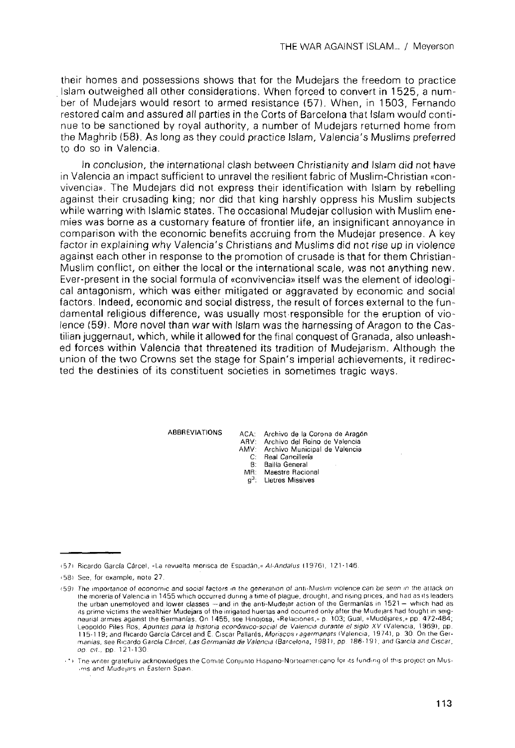their homes and possessions shows that for the Mudejars the freedom to practice Islam outweighed all other considerations. When forced to convert in 1525, a number of Mudejars would resort to armed resistance (57). When, in 1503, Fernando restored calm and assured all parties in the Corts of Barcelona that Islam would continue to be sanctioned by royal authority, a number of Mudejars returned home from the Maghrib (58). As long as they could practice Islam, Valencia's Muslims preferred to do so in Valencia.

In conclusion, the international clash between Christianity and Islam did not have in Valencia an impact sufficient to unravel the resilient fabric of Muslim-Christian «convivencia». The Mudejars did not express their identification with Islam by rebelling against their crusading king; nor did that king harshly oppress his Muslim subjects while warring with Islamic states. The occasional Mudejar collusion with Muslim enemies was borne as a customary feature of frontier life, an insignificant annoyance in comparison with the economic benefits accruing from the Mudejar presence. A key factor in explaining why Valencia's Christians and Muslims did not rise up in violence against each other in response to the promotion of crusade is that for them Christian-Muslim conflict, on either the local or the international scale, was not anything new. Ever-present in the social formula of «convivencia» itself was the element of ideological antagonism, which was either mitigated or aggravated by economic and social factors. Indeed, economic and social distress, the result of forces external to the fundamental religious difference, was usually most responsible for the eruption of violence (59). More novel than war with Islam was the harnessing of Aragon to the Castilian juggernaut, which, while it allowed for the final conquest of Granada, also unleashed forces within Valencia that threatened its tradition of Mudejarism. Although the union of the two Crowns set the stage for Spain's imperial achievements, it redirected the destinies of its constituent societies in sometimes tragic ways.

ABBREVIATIONS

- ACA: Archivo de la Corona de Aragón
- ARV: Archivo del Reino de Valencia
- AMV: Archivo Municipal de Valencia
- C: Real Cancillería
- B: Bailia General
- MR: Maestre Racional
- $g^3$: Lletres Missives

---

(57) Ricardo García Cárcel, «La revuelta morisca de Espadán,» *Al-Andalus* (1976), 121-146.

(58) See, for example, note 27.

(59) *The importance of economic and social factors in the generation of anti-Muslim violence can be seen in the attack on* the morería of Valencia in 1455 which occurred during a time of plague, drought, and rising prices, and had as its leaders the urban unemployed and lower classes —and in the anti-Mudejar action of the Germanías in 1521— which had as its prime victims the wealthier Mudejars of the irrigated huertas and occurred only after the Mudejars had fought in seigneurial armies against the Germanías. On 1455, see Hinojosa, «Relaciones,» p. 103; Gual, «Mudéjares,» pp. 472-484; Leopoldo Piles Ros, *Apuntes para la historia económico-social de Valencia durante el siglo XV* (Valencia, 1969), pp. 115-119; and Ricardo García Cárcel and E. Ciscar Pallarés, *Moriscos i agermanats* (Valencia, 1974), p. 30. On the Germanías, see Ricardo García Cárcel, *Las Germanías de Valencia* (Barcelona, 1981), pp. 186-191; and García and Ciscar, *op. cit.*, pp. 121-130.

(*) The writer gratefully acknowledges the Comité Conjunto Hispano-Norteamericano for its funding of this project on Muslims and Mudejars in Eastern Spain.